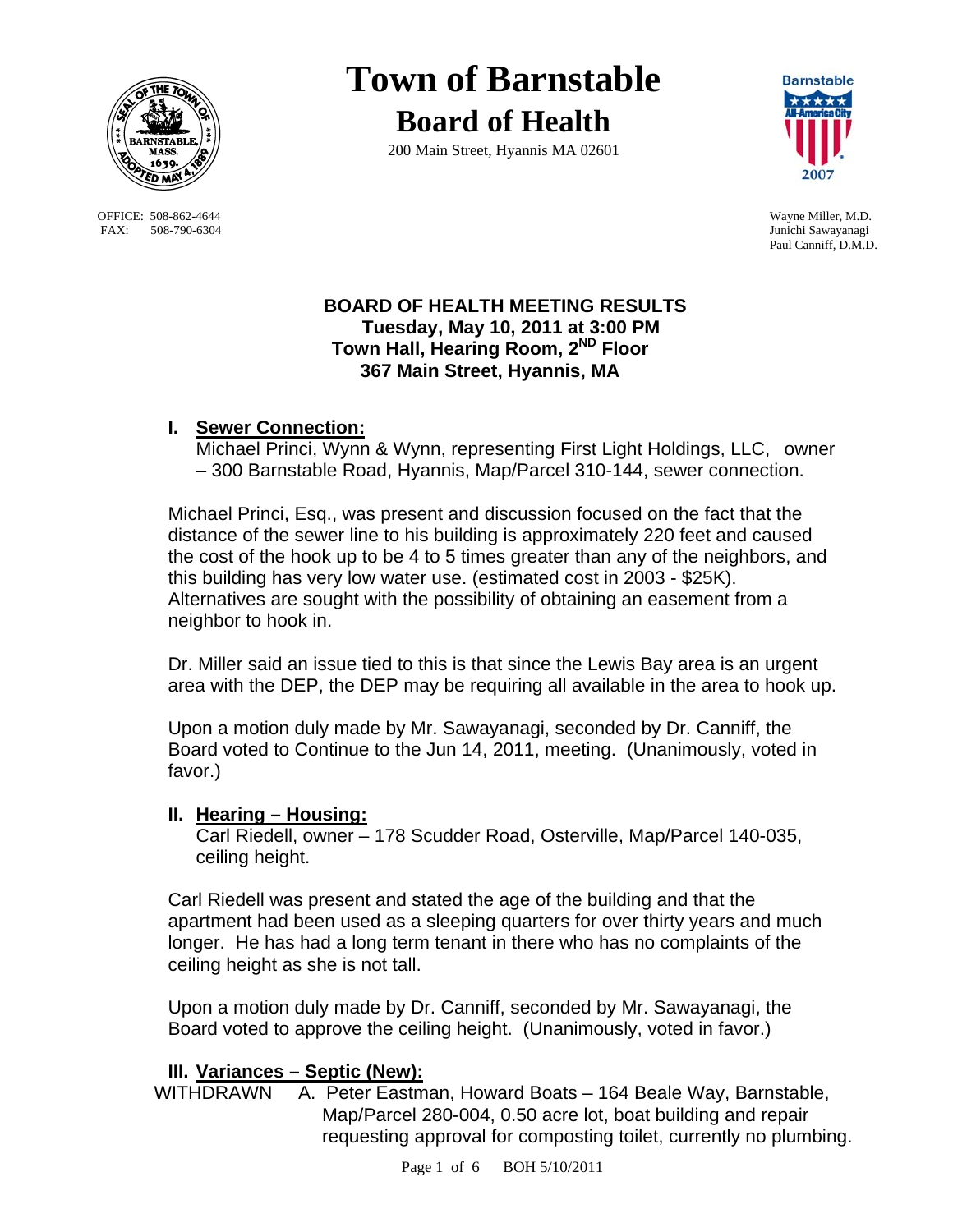# Town of Barnstable

## Board of Health

200 Main Street, Hyannis MA 02601

OFFICE: 508-862-4644
FAX: 508-790-6304

Wayne Miller, M.D.
Junichi Sawayanagi
Paul Canniff, D.M.D.

**BOARD OF HEALTH MEETING RESULTS**
**Tuesday, May 10, 2011 at 3:00 PM**
**Town Hall, Hearing Room, 2ND Floor**
**367 Main Street, Hyannis, MA**

### I. Sewer Connection:

Michael Princi, Wynn & Wynn, representing First Light Holdings, LLC, owner – 300 Barnstable Road, Hyannis, Map/Parcel 310-144, sewer connection.

Michael Princi, Esq., was present and discussion focused on the fact that the distance of the sewer line to his building is approximately 220 feet and caused the cost of the hook up to be 4 to 5 times greater than any of the neighbors, and this building has very low water use. (estimated cost in 2003 - $25K). Alternatives are sought with the possibility of obtaining an easement from a neighbor to hook in.

Dr. Miller said an issue tied to this is that since the Lewis Bay area is an urgent area with the DEP, the DEP may be requiring all available in the area to hook up.

Upon a motion duly made by Mr. Sawayanagi, seconded by Dr. Canniff, the Board voted to Continue to the Jun 14, 2011, meeting. (Unanimously, voted in favor.)

### II. Hearing – Housing:

Carl Riedell, owner – 178 Scudder Road, Osterville, Map/Parcel 140-035, ceiling height.

Carl Riedell was present and stated the age of the building and that the apartment had been used as a sleeping quarters for over thirty years and much longer. He has had a long term tenant in there who has no complaints of the ceiling height as she is not tall.

Upon a motion duly made by Dr. Canniff, seconded by Mr. Sawayanagi, the Board voted to approve the ceiling height. (Unanimously, voted in favor.)

### III. Variances – Septic (New):

WITHDRAWN A. Peter Eastman, Howard Boats – 164 Beale Way, Barnstable, Map/Parcel 280-004, 0.50 acre lot, boat building and repair requesting approval for composting toilet, currently no plumbing.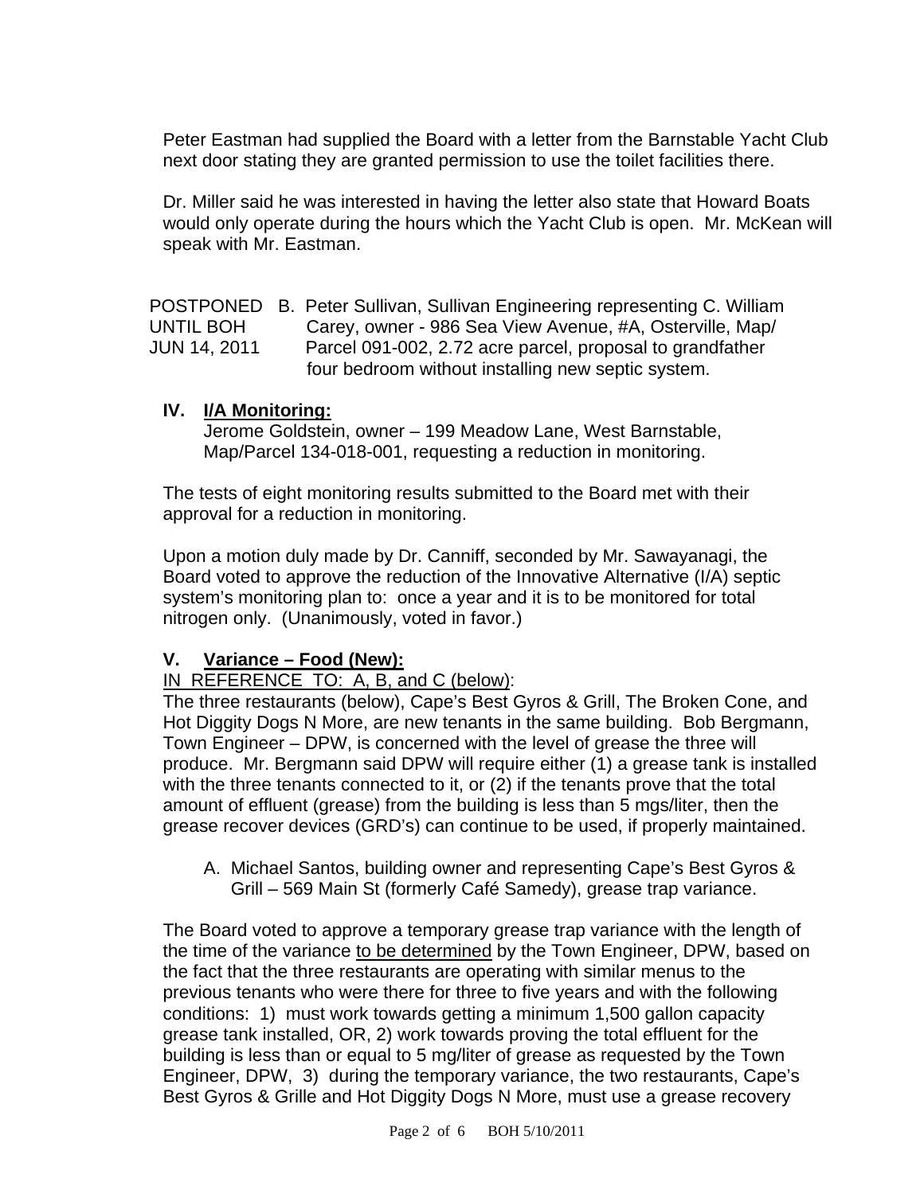Peter Eastman had supplied the Board with a letter from the Barnstable Yacht Club next door stating they are granted permission to use the toilet facilities there.

Dr. Miller said he was interested in having the letter also state that Howard Boats would only operate during the hours which the Yacht Club is open. Mr. McKean will speak with Mr. Eastman.

POSTPONED UNTIL BOH JUN 14, 2011 — B. Peter Sullivan, Sullivan Engineering representing C. William Carey, owner - 986 Sea View Avenue, #A, Osterville, Map/Parcel 091-002, 2.72 acre parcel, proposal to grandfather four bedroom without installing new septic system.

## IV. I/A Monitoring:

Jerome Goldstein, owner – 199 Meadow Lane, West Barnstable, Map/Parcel 134-018-001, requesting a reduction in monitoring.

The tests of eight monitoring results submitted to the Board met with their approval for a reduction in monitoring.

Upon a motion duly made by Dr. Canniff, seconded by Mr. Sawayanagi, the Board voted to approve the reduction of the Innovative Alternative (I/A) septic system's monitoring plan to: once a year and it is to be monitored for total nitrogen only. (Unanimously, voted in favor.)

## V. Variance – Food (New):

IN REFERENCE TO: A, B, and C (below):

The three restaurants (below), Cape's Best Gyros & Grill, The Broken Cone, and Hot Diggity Dogs N More, are new tenants in the same building. Bob Bergmann, Town Engineer – DPW, is concerned with the level of grease the three will produce. Mr. Bergmann said DPW will require either (1) a grease tank is installed with the three tenants connected to it, or (2) if the tenants prove that the total amount of effluent (grease) from the building is less than 5 mgs/liter, then the grease recover devices (GRD's) can continue to be used, if properly maintained.

A. Michael Santos, building owner and representing Cape's Best Gyros & Grill – 569 Main St (formerly Café Samedy), grease trap variance.

The Board voted to approve a temporary grease trap variance with the length of the time of the variance to be determined by the Town Engineer, DPW, based on the fact that the three restaurants are operating with similar menus to the previous tenants who were there for three to five years and with the following conditions: 1) must work towards getting a minimum 1,500 gallon capacity grease tank installed, OR, 2) work towards proving the total effluent for the building is less than or equal to 5 mg/liter of grease as requested by the Town Engineer, DPW, 3) during the temporary variance, the two restaurants, Cape's Best Gyros & Grille and Hot Diggity Dogs N More, must use a grease recovery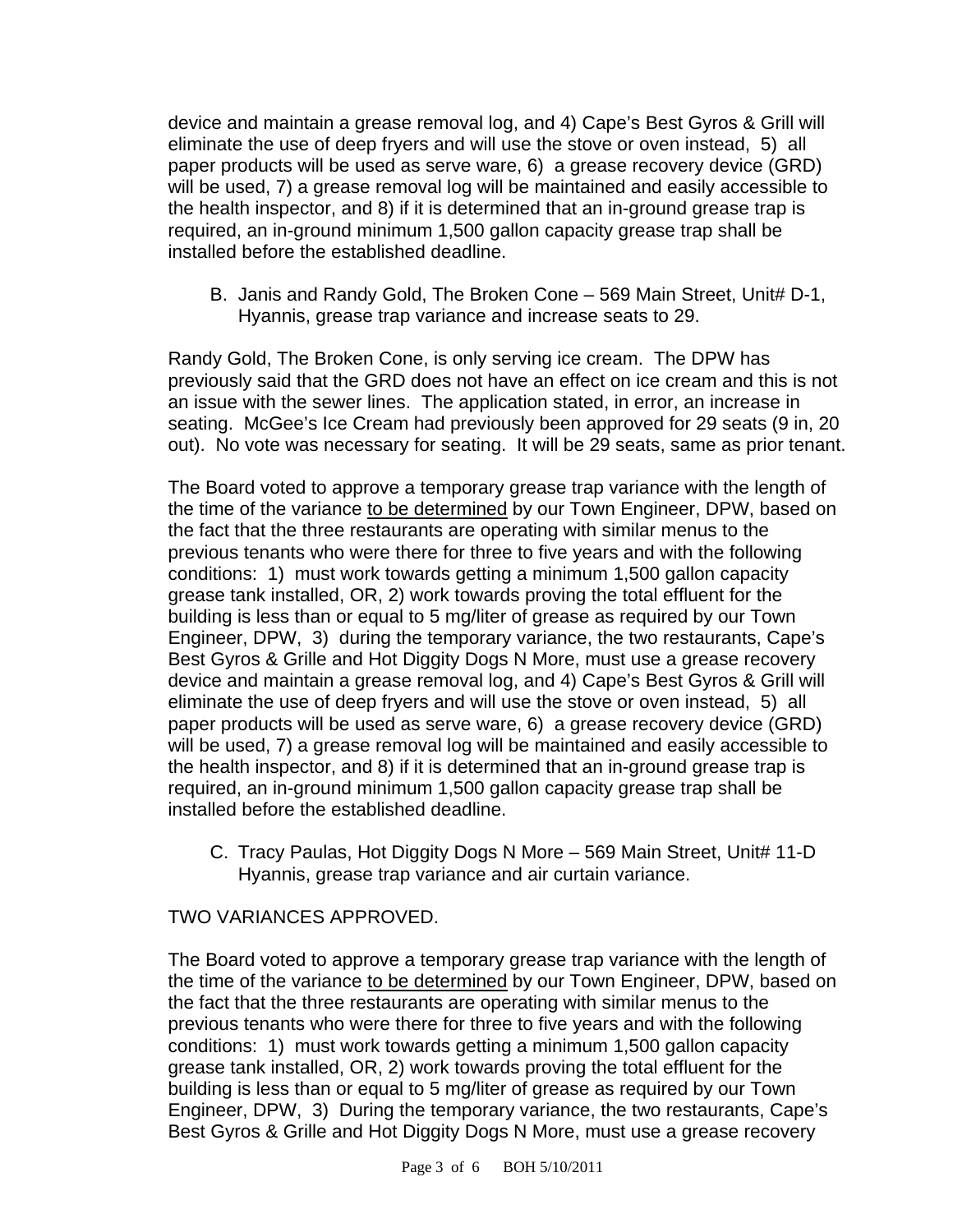device and maintain a grease removal log, and 4) Cape's Best Gyros & Grill will eliminate the use of deep fryers and will use the stove or oven instead, 5) all paper products will be used as serve ware, 6) a grease recovery device (GRD) will be used, 7) a grease removal log will be maintained and easily accessible to the health inspector, and 8) if it is determined that an in-ground grease trap is required, an in-ground minimum 1,500 gallon capacity grease trap shall be installed before the established deadline.

B. Janis and Randy Gold, The Broken Cone – 569 Main Street, Unit# D-1, Hyannis, grease trap variance and increase seats to 29.

Randy Gold, The Broken Cone, is only serving ice cream. The DPW has previously said that the GRD does not have an effect on ice cream and this is not an issue with the sewer lines. The application stated, in error, an increase in seating. McGee's Ice Cream had previously been approved for 29 seats (9 in, 20 out). No vote was necessary for seating. It will be 29 seats, same as prior tenant.

The Board voted to approve a temporary grease trap variance with the length of the time of the variance to be determined by our Town Engineer, DPW, based on the fact that the three restaurants are operating with similar menus to the previous tenants who were there for three to five years and with the following conditions: 1) must work towards getting a minimum 1,500 gallon capacity grease tank installed, OR, 2) work towards proving the total effluent for the building is less than or equal to 5 mg/liter of grease as required by our Town Engineer, DPW, 3) during the temporary variance, the two restaurants, Cape's Best Gyros & Grille and Hot Diggity Dogs N More, must use a grease recovery device and maintain a grease removal log, and 4) Cape's Best Gyros & Grill will eliminate the use of deep fryers and will use the stove or oven instead, 5) all paper products will be used as serve ware, 6) a grease recovery device (GRD) will be used, 7) a grease removal log will be maintained and easily accessible to the health inspector, and 8) if it is determined that an in-ground grease trap is required, an in-ground minimum 1,500 gallon capacity grease trap shall be installed before the established deadline.

C. Tracy Paulas, Hot Diggity Dogs N More – 569 Main Street, Unit# 11-D Hyannis, grease trap variance and air curtain variance.

TWO VARIANCES APPROVED.

The Board voted to approve a temporary grease trap variance with the length of the time of the variance to be determined by our Town Engineer, DPW, based on the fact that the three restaurants are operating with similar menus to the previous tenants who were there for three to five years and with the following conditions: 1) must work towards getting a minimum 1,500 gallon capacity grease tank installed, OR, 2) work towards proving the total effluent for the building is less than or equal to 5 mg/liter of grease as required by our Town Engineer, DPW, 3) During the temporary variance, the two restaurants, Cape's Best Gyros & Grille and Hot Diggity Dogs N More, must use a grease recovery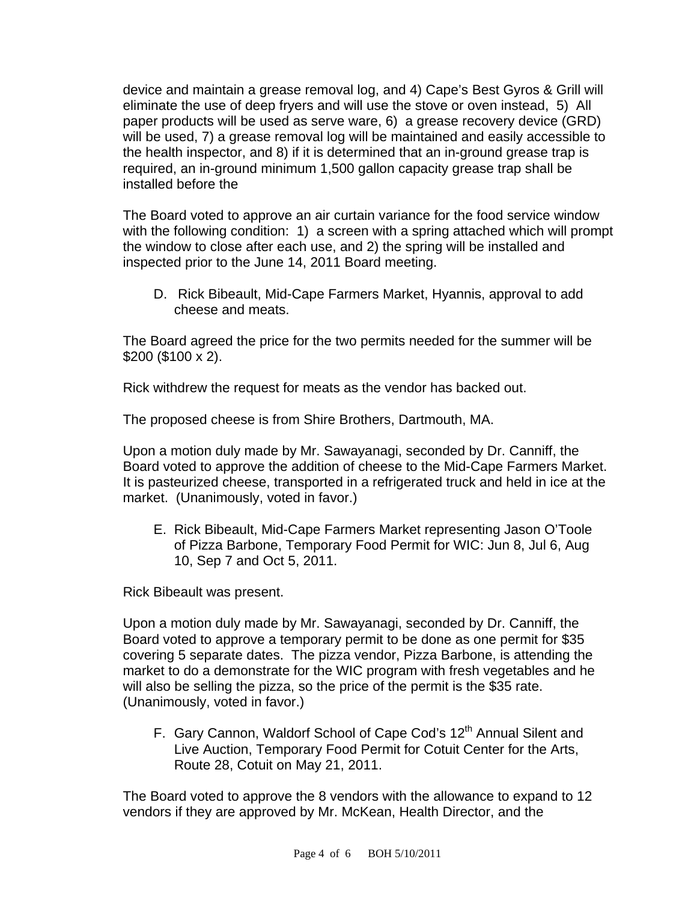device and maintain a grease removal log, and 4) Cape's Best Gyros & Grill will eliminate the use of deep fryers and will use the stove or oven instead, 5) All paper products will be used as serve ware, 6) a grease recovery device (GRD) will be used, 7) a grease removal log will be maintained and easily accessible to the health inspector, and 8) if it is determined that an in-ground grease trap is required, an in-ground minimum 1,500 gallon capacity grease trap shall be installed before the

The Board voted to approve an air curtain variance for the food service window with the following condition: 1) a screen with a spring attached which will prompt the window to close after each use, and 2) the spring will be installed and inspected prior to the June 14, 2011 Board meeting.

D. Rick Bibeault, Mid-Cape Farmers Market, Hyannis, approval to add cheese and meats.

The Board agreed the price for the two permits needed for the summer will be $200 ($100 x 2).

Rick withdrew the request for meats as the vendor has backed out.

The proposed cheese is from Shire Brothers, Dartmouth, MA.

Upon a motion duly made by Mr. Sawayanagi, seconded by Dr. Canniff, the Board voted to approve the addition of cheese to the Mid-Cape Farmers Market. It is pasteurized cheese, transported in a refrigerated truck and held in ice at the market. (Unanimously, voted in favor.)

E. Rick Bibeault, Mid-Cape Farmers Market representing Jason O'Toole of Pizza Barbone, Temporary Food Permit for WIC: Jun 8, Jul 6, Aug 10, Sep 7 and Oct 5, 2011.

Rick Bibeault was present.

Upon a motion duly made by Mr. Sawayanagi, seconded by Dr. Canniff, the Board voted to approve a temporary permit to be done as one permit for $35 covering 5 separate dates. The pizza vendor, Pizza Barbone, is attending the market to do a demonstrate for the WIC program with fresh vegetables and he will also be selling the pizza, so the price of the permit is the $35 rate. (Unanimously, voted in favor.)

F. Gary Cannon, Waldorf School of Cape Cod's 12th Annual Silent and Live Auction, Temporary Food Permit for Cotuit Center for the Arts, Route 28, Cotuit on May 21, 2011.

The Board voted to approve the 8 vendors with the allowance to expand to 12 vendors if they are approved by Mr. McKean, Health Director, and the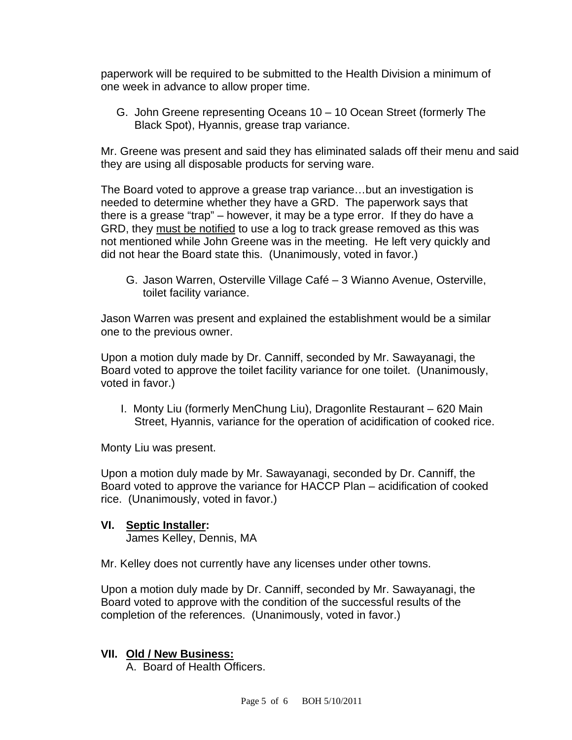paperwork will be required to be submitted to the Health Division a minimum of one week in advance to allow proper time.

G. John Greene representing Oceans 10 – 10 Ocean Street (formerly The Black Spot), Hyannis, grease trap variance.

Mr. Greene was present and said they has eliminated salads off their menu and said they are using all disposable products for serving ware.

The Board voted to approve a grease trap variance…but an investigation is needed to determine whether they have a GRD. The paperwork says that there is a grease "trap" – however, it may be a type error. If they do have a GRD, they <u>must be notified</u> to use a log to track grease removed as this was not mentioned while John Greene was in the meeting. He left very quickly and did not hear the Board state this. (Unanimously, voted in favor.)

G. Jason Warren, Osterville Village Café – 3 Wianno Avenue, Osterville, toilet facility variance.

Jason Warren was present and explained the establishment would be a similar one to the previous owner.

Upon a motion duly made by Dr. Canniff, seconded by Mr. Sawayanagi, the Board voted to approve the toilet facility variance for one toilet. (Unanimously, voted in favor.)

I. Monty Liu (formerly MenChung Liu), Dragonlite Restaurant – 620 Main Street, Hyannis, variance for the operation of acidification of cooked rice.

Monty Liu was present.

Upon a motion duly made by Mr. Sawayanagi, seconded by Dr. Canniff, the Board voted to approve the variance for HACCP Plan – acidification of cooked rice. (Unanimously, voted in favor.)

## VI. <u>Septic Installer</u>:

James Kelley, Dennis, MA

Mr. Kelley does not currently have any licenses under other towns.

Upon a motion duly made by Dr. Canniff, seconded by Mr. Sawayanagi, the Board voted to approve with the condition of the successful results of the completion of the references. (Unanimously, voted in favor.)

## VII. <u>Old / New Business:</u>

A. Board of Health Officers.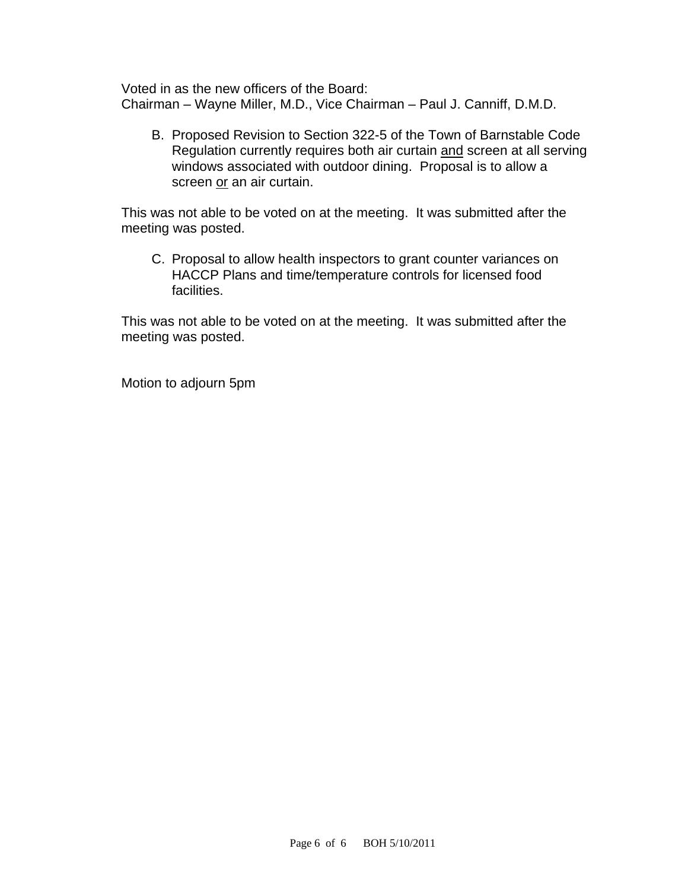Voted in as the new officers of the Board:
Chairman – Wayne Miller, M.D., Vice Chairman – Paul J. Canniff, D.M.D.

B. Proposed Revision to Section 322-5 of the Town of Barnstable Code Regulation currently requires both air curtain <u>and</u> screen at all serving windows associated with outdoor dining. Proposal is to allow a screen <u>or</u> an air curtain.

This was not able to be voted on at the meeting. It was submitted after the meeting was posted.

C. Proposal to allow health inspectors to grant counter variances on HACCP Plans and time/temperature controls for licensed food facilities.

This was not able to be voted on at the meeting. It was submitted after the meeting was posted.

Motion to adjourn 5pm